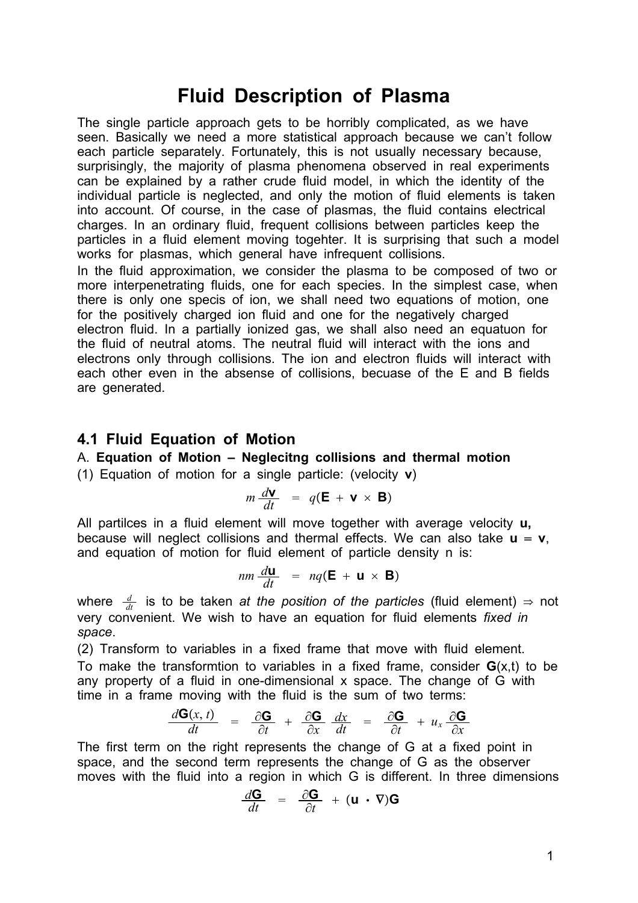# Fluid Description of Plasma

The single particle approach gets to be horribly complicated, as we have seen. Basically we need a more statistical approach because we can't follow each particle separately. Fortunately, this is not usually necessary because, surprisingly, the majority of plasma phenomena observed in real experiments can be explained by a rather crude fluid model, in which the identity of the individual particle is neglected, and only the motion of fluid elements is taken into account. Of course, in the case of plasmas, the fluid contains electrical charges. In an ordinary fluid, frequent collisions between particles keep the particles in a fluid element moving togehter. It is surprising that such a model works for plasmas, which general have infrequent collisions.

In the fluid approximation, we consider the plasma to be composed of two or more interpenetrating fluids, one for each species. In the simplest case, when there is only one specis of ion, we shall need two equations of motion, one for the positively charged ion fluid and one for the negatively charged electron fluid. In a partially ionized gas, we shall also need an equatuon for the fluid of neutral atoms. The neutral fluid will interact with the ions and electrons only through collisions. The ion and electron fluids will interact with each other even in the absense of collisions, becuase of the E and B fields are generated.

## 4.1 Fluid Equation of Motion

A. **Equation of Motion – Neglecitng collisions and thermal motion**

(1) Equation of motion for a single particle: (velocity **v**)

$$m\frac{d\mathbf{v}}{dt} = q(\mathbf{E} + \mathbf{v} \times \mathbf{B})$$

All partilces in a fluid element will move together with average velocity **u,** because will neglect collisions and thermal effects. We can also take **u** = **v**, and equation of motion for fluid element of particle density n is:

$$nm\frac{d\mathbf{u}}{dt} = nq(\mathbf{E} + \mathbf{u} \times \mathbf{B})$$

where $\frac{d}{dt}$ is to be taken *at the position of the particles* (fluid element) ⇒ not very convenient. We wish to have an equation for fluid elements *fixed in space*.

(2) Transform to variables in a fixed frame that move with fluid element.

To make the transformtion to variables in a fixed frame, consider **G**(x,t) to be any property of a fluid in one-dimensional x space. The change of G with time in a frame moving with the fluid is the sum of two terms:

$$\frac{d\mathbf{G}(x,t)}{dt} = \frac{\partial \mathbf{G}}{\partial t} + \frac{\partial \mathbf{G}}{\partial x}\frac{dx}{dt} = \frac{\partial \mathbf{G}}{\partial t} + u_x\frac{\partial \mathbf{G}}{\partial x}$$

The first term on the right represents the change of G at a fixed point in space, and the second term represents the change of G as the observer moves with the fluid into a region in which G is different. In three dimensions

$$\frac{d\mathbf{G}}{dt} = \frac{\partial \mathbf{G}}{\partial t} + (\mathbf{u} \cdot \nabla)\mathbf{G}$$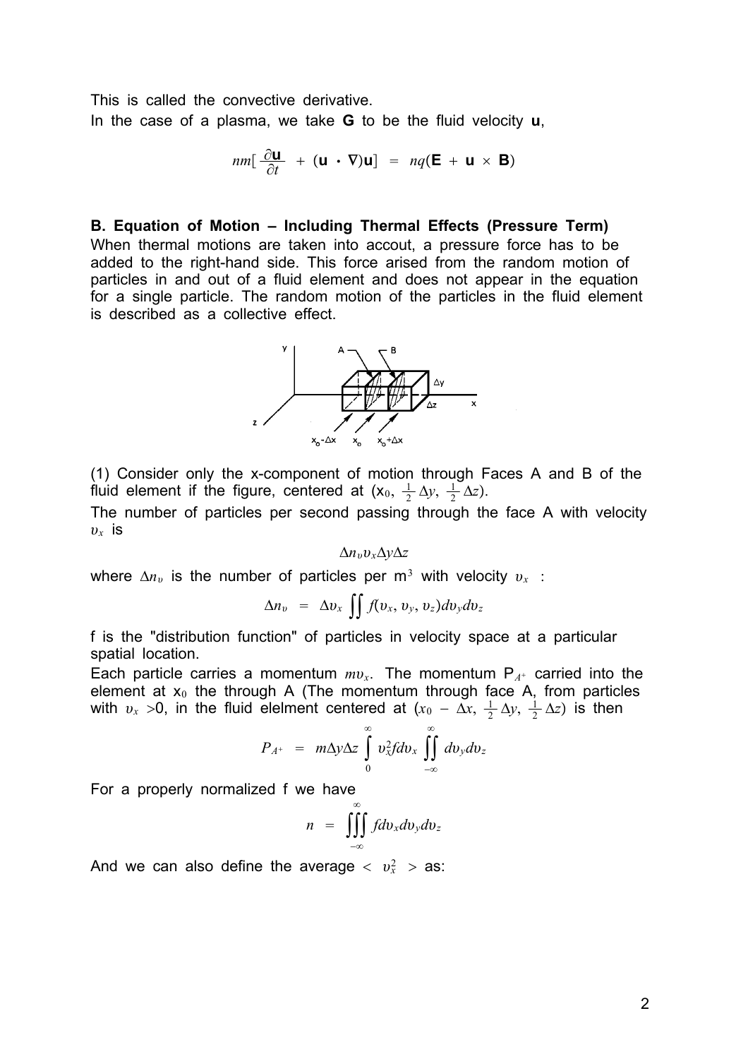This is called the convective derivative.
In the case of a plasma, we take **G** to be the fluid velocity **u**,

$$nm[\frac{\partial \mathbf{u}}{\partial t} + (\mathbf{u} \cdot \nabla)\mathbf{u}] = nq(\mathbf{E} + \mathbf{u} \times \mathbf{B})$$

**B. Equation of Motion – Including Thermal Effects (Pressure Term)**
When thermal motions are taken into accout, a pressure force has to be added to the right-hand side. This force arised from the random motion of particles in and out of a fluid element and does not appear in the equation for a single particle. The random motion of the particles in the fluid element is described as a collective effect.

(1) Consider only the x-component of motion through Faces A and B of the fluid element if the figure, centered at ($x_0$, $\frac{1}{2}\Delta y$, $\frac{1}{2}\Delta z$).
The number of particles per second passing through the face A with velocity $\upsilon_x$ is

$$\Delta n_\upsilon \upsilon_x \Delta y \Delta z$$

where $\Delta n_\upsilon$ is the number of particles per m$^3$ with velocity $\upsilon_x$ :

$$\Delta n_\upsilon = \Delta \upsilon_x \iint f(\upsilon_x, \upsilon_y, \upsilon_z) d\upsilon_y d\upsilon_z$$

f is the "distribution function" of particles in velocity space at a particular spatial location.
Each particle carries a momentum $m\upsilon_x$. The momentum $P_{A^+}$ carried into the element at $x_0$ the through A (The momentum through face A, from particles with $\upsilon_x > 0$, in the fluid elelment centered at ($x_0 - \Delta x$, $\frac{1}{2}\Delta y$, $\frac{1}{2}\Delta z$) is then

$$P_{A^+} = m\Delta y \Delta z \int_0^\infty \upsilon_x^2 f d\upsilon_x \iint_{-\infty}^{\infty} d\upsilon_y d\upsilon_z$$

For a properly normalized f we have

$$n = \iiint_{-\infty}^{\infty} f d\upsilon_x d\upsilon_y d\upsilon_z$$

And we can also define the average $< \upsilon_x^2 >$ as: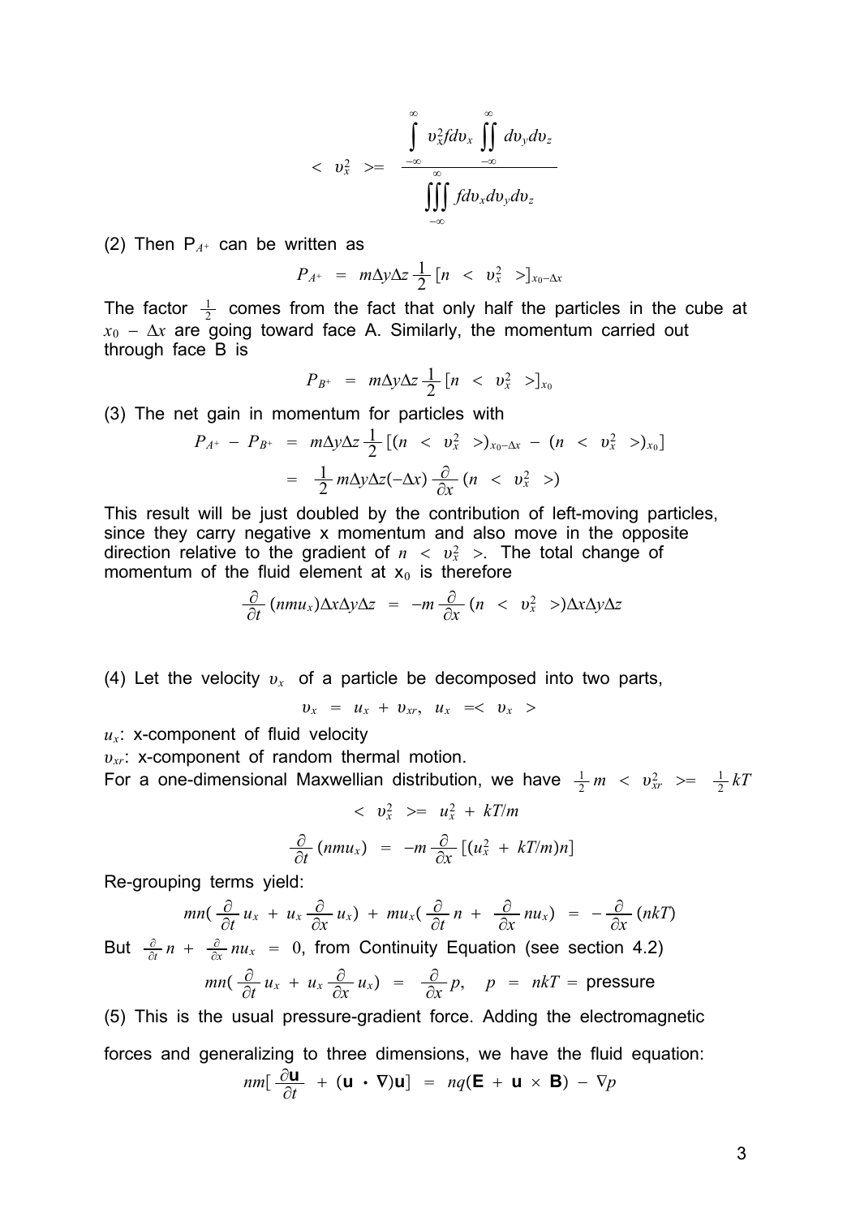$$< \upsilon_x^2 >= \frac{\int\limits_{-\infty}^{\infty} \upsilon_x^2 f d\upsilon_x \iint\limits_{-\infty}^{\infty} d\upsilon_y d\upsilon_z}{\iiint\limits_{-\infty}^{\infty} f d\upsilon_x d\upsilon_y d\upsilon_z}$$

(2) Then $P_{A^+}$ can be written as

$$P_{A^+} = m\Delta y \Delta z \frac{1}{2} [n < \upsilon_x^2 >]_{x_0 - \Delta x}$$

The factor $\frac{1}{2}$ comes from the fact that only half the particles in the cube at $x_0 - \Delta x$ are going toward face A. Similarly, the momentum carried out through face B is

$$P_{B^+} = m\Delta y \Delta z \frac{1}{2} [n < \upsilon_x^2 >]_{x_0}$$

(3) The net gain in momentum for particles with

$$P_{A^+} - P_{B^+} = m\Delta y \Delta z \frac{1}{2} [(n < \upsilon_x^2 >)_{x_0 - \Delta x} - (n < \upsilon_x^2 >)_{x_0}]$$

$$= \frac{1}{2} m \Delta y \Delta z (-\Delta x) \frac{\partial}{\partial x} (n < \upsilon_x^2 >)$$

This result will be just doubled by the contribution of left-moving particles, since they carry negative x momentum and also move in the opposite direction relative to the gradient of $n < \upsilon_x^2 >$. The total change of momentum of the fluid element at $x_0$ is therefore

$$\frac{\partial}{\partial t} (nmu_x) \Delta x \Delta y \Delta z = -m \frac{\partial}{\partial x} (n < \upsilon_x^2 >) \Delta x \Delta y \Delta z$$

(4) Let the velocity $\upsilon_x$ of a particle be decomposed into two parts,

$$\upsilon_x = u_x + \upsilon_{xr}, \quad u_x =< \upsilon_x >$$

$u_x$: x-component of fluid velocity

$\upsilon_{xr}$: x-component of random thermal motion.

For a one-dimensional Maxwellian distribution, we have $\frac{1}{2} m < \upsilon_{xr}^2 >= \frac{1}{2} kT$

$$< \upsilon_x^2 >= u_x^2 + kT/m$$

$$\frac{\partial}{\partial t} (nmu_x) = -m \frac{\partial}{\partial x} [(u_x^2 + kT/m) n]$$

Re-grouping terms yield:

$$mn(\frac{\partial}{\partial t} u_x + u_x \frac{\partial}{\partial x} u_x) + mu_x(\frac{\partial}{\partial t} n + \frac{\partial}{\partial x} nu_x) = -\frac{\partial}{\partial x} (nkT)$$

But $\frac{\partial}{\partial t} n + \frac{\partial}{\partial x} nu_x = 0$, from Continuity Equation (see section 4.2)

$$mn(\frac{\partial}{\partial t} u_x + u_x \frac{\partial}{\partial x} u_x) = \frac{\partial}{\partial x} p, \quad p = nkT = \text{pressure}$$

(5) This is the usual pressure-gradient force. Adding the electromagnetic forces and generalizing to three dimensions, we have the fluid equation:

$$nm[\frac{\partial \mathbf{u}}{\partial t} + (\mathbf{u} \cdot \nabla)\mathbf{u}] = nq(\mathbf{E} + \mathbf{u} \times \mathbf{B}) - \nabla p$$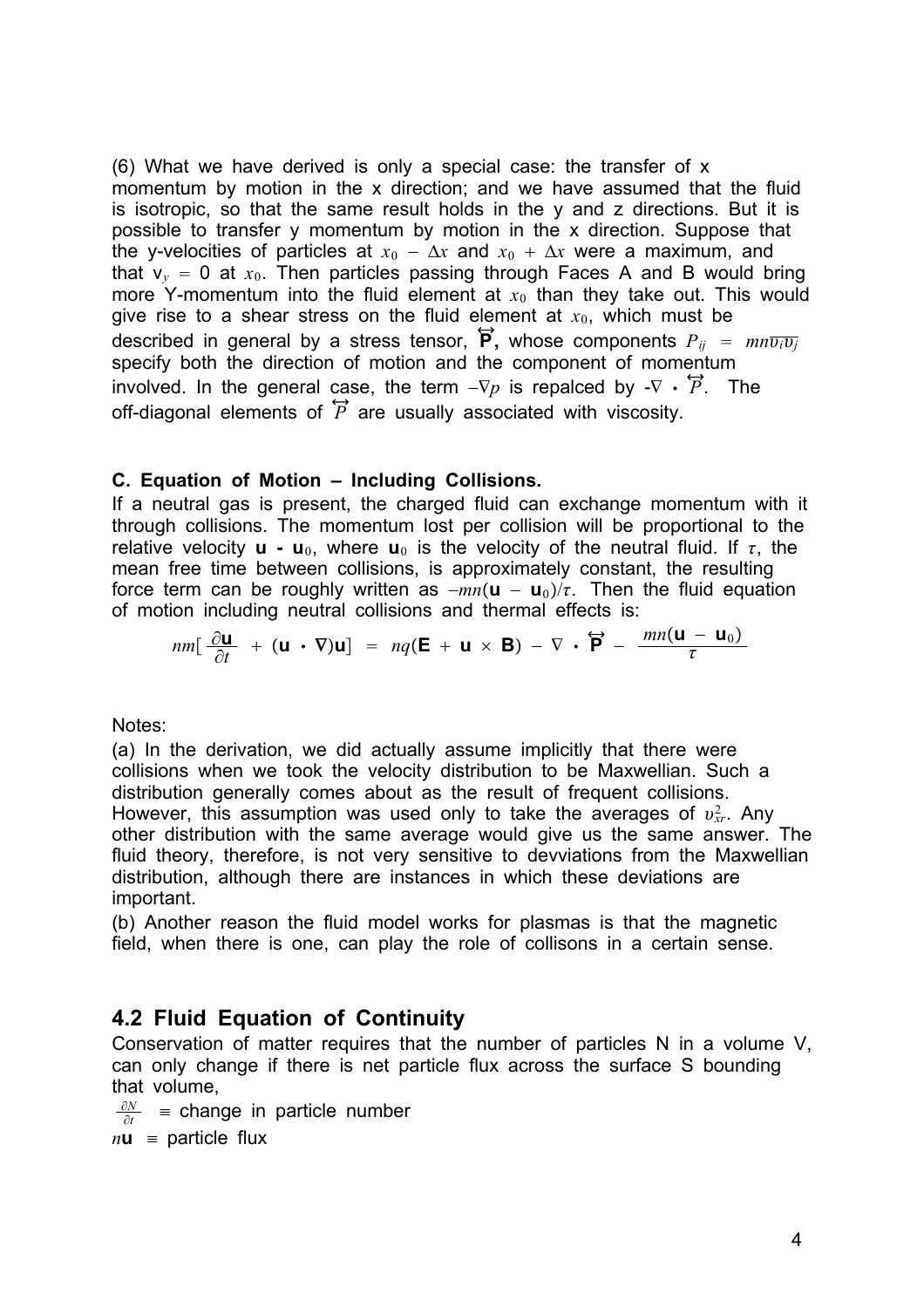(6) What we have derived is only a special case: the transfer of x momentum by motion in the x direction; and we have assumed that the fluid is isotropic, so that the same result holds in the y and z directions. But it is possible to transfer y momentum by motion in the x direction. Suppose that the y-velocities of particles at $x_0 - \Delta x$ and $x_0 + \Delta x$ were a maximum, and that $v_y = 0$ at $x_0$. Then particles passing through Faces A and B would bring more Y-momentum into the fluid element at $x_0$ than they take out. This would give rise to a shear stress on the fluid element at $x_0$, which must be described in general by a stress tensor, $\overleftrightarrow{\mathbf{P}}$, whose components $P_{ij} = mn\overline{v_i v_j}$ specify both the direction of motion and the component of momentum involved. In the general case, the term $-\nabla p$ is repalced by $-\nabla \cdot \overleftrightarrow{P}$. The off-diagonal elements of $\overleftrightarrow{P}$ are usually associated with viscosity.

**C. Equation of Motion – Including Collisions.**

If a neutral gas is present, the charged fluid can exchange momentum with it through collisions. The momentum lost per collision will be proportional to the relative velocity $\mathbf{u} - \mathbf{u}_0$, where $\mathbf{u}_0$ is the velocity of the neutral fluid. If $\tau$, the mean free time between collisions, is approximately constant, the resulting force term can be roughly written as $-mn(\mathbf{u} - \mathbf{u}_0)/\tau$. Then the fluid equation of motion including neutral collisions and thermal effects is:

$$nm\left[\frac{\partial \mathbf{u}}{\partial t} + (\mathbf{u} \cdot \nabla)\mathbf{u}\right] = nq(\mathbf{E} + \mathbf{u} \times \mathbf{B}) - \nabla \cdot \overleftrightarrow{\mathbf{P}} - \frac{mn(\mathbf{u} - \mathbf{u}_0)}{\tau}$$

Notes:

(a) In the derivation, we did actually assume implicitly that there were collisions when we took the velocity distribution to be Maxwellian. Such a distribution generally comes about as the result of frequent collisions. However, this assumption was used only to take the averages of $v_{xr}^2$. Any other distribution with the same average would give us the same answer. The fluid theory, therefore, is not very sensitive to devviations from the Maxwellian distribution, although there are instances in which these deviations are important.

(b) Another reason the fluid model works for plasmas is that the magnetic field, when there is one, can play the role of collisons in a certain sense.

## 4.2 Fluid Equation of Continuity

Conservation of matter requires that the number of particles N in a volume V, can only change if there is net particle flux across the surface S bounding that volume,

$\frac{\partial N}{\partial t} \equiv$ change in particle number

$n\mathbf{u} \equiv$ particle flux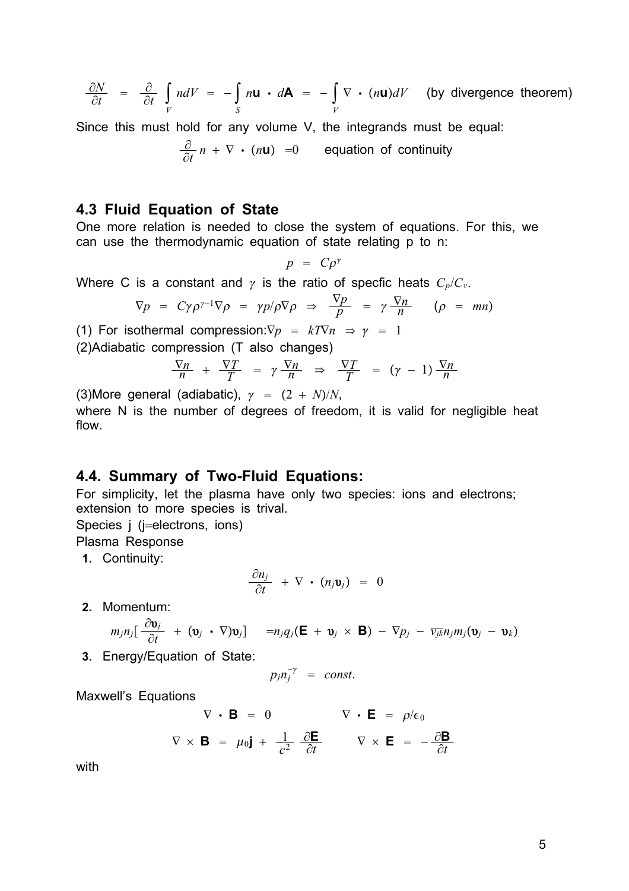$$\frac{\partial N}{\partial t} = \frac{\partial}{\partial t}\int_V n dV = -\int_S n\mathbf{u} \cdot d\mathbf{A} = -\int_V \nabla \cdot (n\mathbf{u}) dV \quad \text{(by divergence theorem)}$$

Since this must hold for any volume V, the integrands must be equal:

$$\frac{\partial}{\partial t} n + \nabla \cdot (n\mathbf{u}) = 0 \qquad \text{equation of continuity}$$

## 4.3 Fluid Equation of State

One more relation is needed to close the system of equations. For this, we can use the thermodynamic equation of state relating p to n:

$$p = C\rho^{\gamma}$$

Where C is a constant and $\gamma$ is the ratio of specfic heats $C_p/C_v$.

$$\nabla p = C\gamma\rho^{\gamma-1}\nabla\rho = \gamma p/\rho\nabla\rho \Rightarrow \frac{\nabla p}{p} = \gamma\frac{\nabla n}{n} \quad (\rho = mn)$$

(1) For isothermal compression: $\nabla p = kT\nabla n \Rightarrow \gamma = 1$

(2) Adiabatic compression (T also changes)

$$\frac{\nabla n}{n} + \frac{\nabla T}{T} = \gamma\frac{\nabla n}{n} \Rightarrow \frac{\nabla T}{T} = (\gamma - 1)\frac{\nabla n}{n}$$

(3) More general (adiabatic), $\gamma = (2 + N)/N$,

where N is the number of degrees of freedom, it is valid for negligible heat flow.

## 4.4. Summary of Two-Fluid Equations:

For simplicity, let the plasma have only two species: ions and electrons; extension to more species is trival.

Species j (j=electrons, ions)

Plasma Response

1. Continuity:

$$\frac{\partial n_j}{\partial t} + \nabla \cdot (n_j\mathbf{v}_j) = 0$$

2. Momentum:

$$m_j n_j\left[\frac{\partial \mathbf{v}_j}{\partial t} + (\mathbf{v}_j \cdot \nabla)\mathbf{v}_j\right] = n_j q_j(\mathbf{E} + \mathbf{v}_j \times \mathbf{B}) - \nabla p_j - \overline{\nu_{jk}} n_j m_j(\mathbf{v}_j - \mathbf{v}_k)$$

3. Energy/Equation of State:

$$p_j n_j^{-\gamma} = const.$$

Maxwell's Equations

$$\nabla \cdot \mathbf{B} = 0 \qquad \nabla \cdot \mathbf{E} = \rho/\epsilon_0$$

$$\nabla \times \mathbf{B} = \mu_0\mathbf{j} + \frac{1}{c^2}\frac{\partial \mathbf{E}}{\partial t} \qquad \nabla \times \mathbf{E} = -\frac{\partial \mathbf{B}}{\partial t}$$

with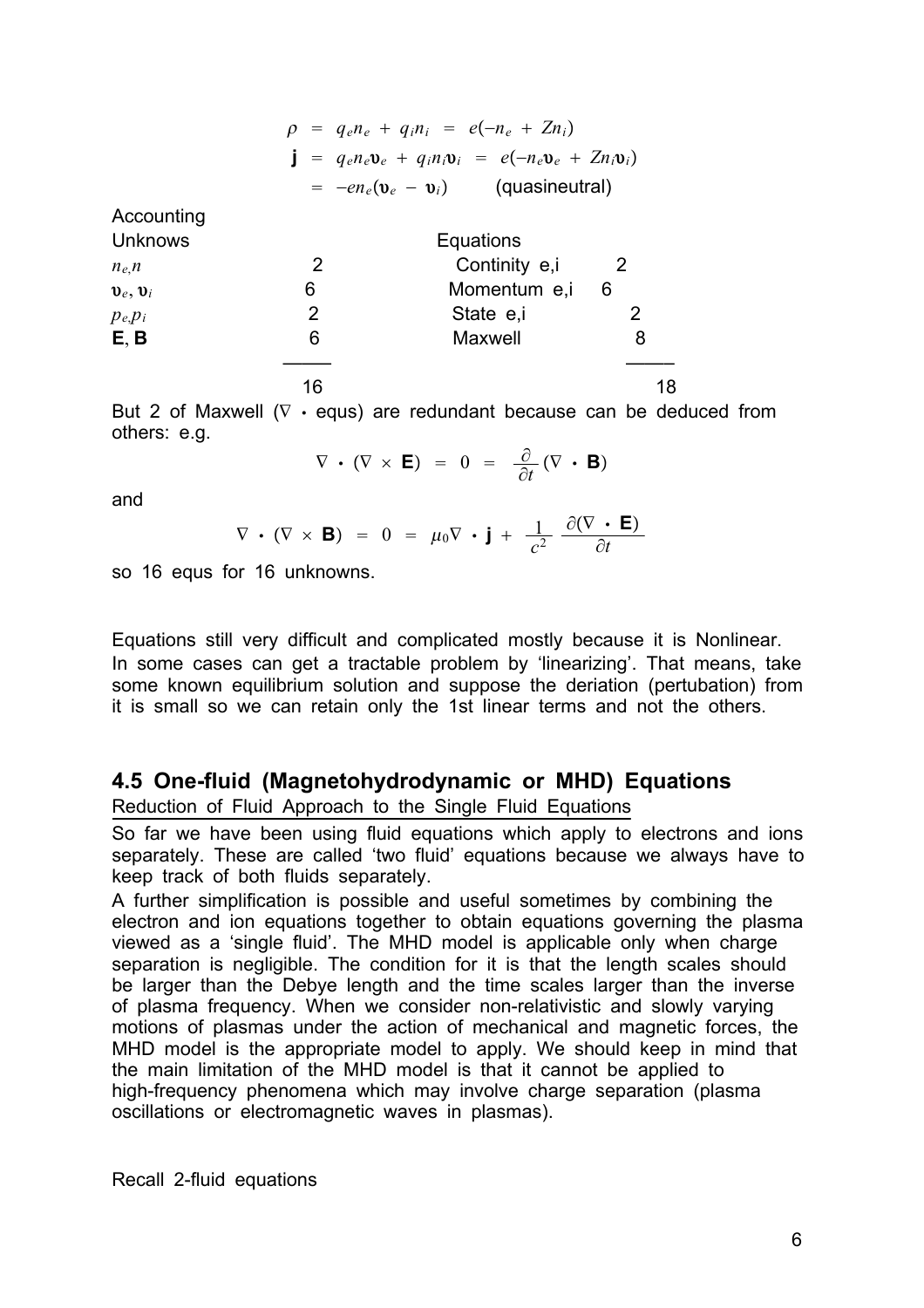$$\rho \;=\; q_e n_e \;+\; q_i n_i \;=\; e(-n_e \;+\; Z n_i)$$

$$\mathbf{j} \;=\; q_e n_e \boldsymbol{\upsilon}_e \;+\; q_i n_i \boldsymbol{\upsilon}_i \;=\; e(-n_e \boldsymbol{\upsilon}_e \;+\; Z n_i \boldsymbol{\upsilon}_i)$$

$$=\; -e n_e(\boldsymbol{\upsilon}_e \;-\; \boldsymbol{\upsilon}_i) \qquad \text{(quasineutral)}$$

Accounting

| Unknows | | Equations | |
|---|---|---|---|
| $n_e, n$ | 2 | Continity e,i | 2 |
| $\boldsymbol{\upsilon}_e, \boldsymbol{\upsilon}_i$ | 6 | Momentum e,i | 6 |
| $p_e, p_i$ | 2 | State e,i | 2 |
| **E**, **B** | 6 | Maxwell | 8 |
| | 16 | | 18 |

But 2 of Maxwell ($\nabla \cdot$ equs) are redundant because can be deduced from others: e.g.

$$\nabla \cdot (\nabla \times \mathbf{E}) \;=\; 0 \;=\; \frac{\partial}{\partial t}(\nabla \cdot \mathbf{B})$$

and

$$\nabla \cdot (\nabla \times \mathbf{B}) \;=\; 0 \;=\; \mu_0 \nabla \cdot \mathbf{j} \;+\; \frac{1}{c^2}\,\frac{\partial(\nabla \cdot \mathbf{E})}{\partial t}$$

so 16 equs for 16 unknowns.

Equations still very difficult and complicated mostly because it is Nonlinear. In some cases can get a tractable problem by 'linearizing'. That means, take some known equilibrium solution and suppose the deriation (pertubation) from it is small so we can retain only the 1st linear terms and not the others.

## 4.5 One-fluid (Magnetohydrodynamic or MHD) Equations

Reduction of Fluid Approach to the Single Fluid Equations

So far we have been using fluid equations which apply to electrons and ions separately. These are called 'two fluid' equations because we always have to keep track of both fluids separately.

A further simplification is possible and useful sometimes by combining the electron and ion equations together to obtain equations governing the plasma viewed as a 'single fluid'. The MHD model is applicable only when charge separation is negligible. The condition for it is that the length scales should be larger than the Debye length and the time scales larger than the inverse of plasma frequency. When we consider non-relativistic and slowly varying motions of plasmas under the action of mechanical and magnetic forces, the MHD model is the appropriate model to apply. We should keep in mind that the main limitation of the MHD model is that it cannot be applied to high-frequency phenomena which may involve charge separation (plasma oscillations or electromagnetic waves in plasmas).

Recall 2-fluid equations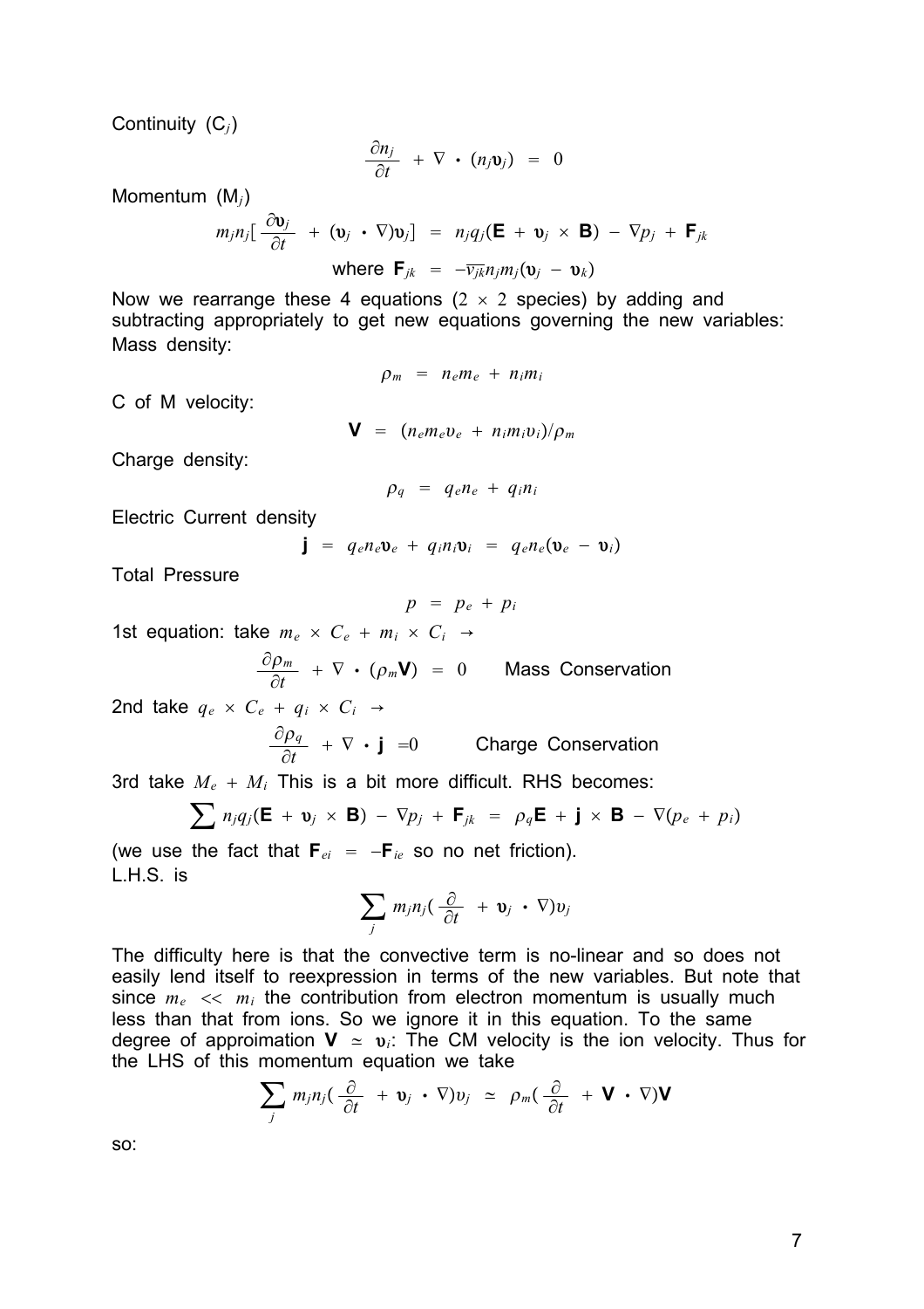Continuity ($C_j$)

$$\frac{\partial n_j}{\partial t} + \nabla \cdot (n_j \mathbf{v}_j) = 0$$

Momentum ($M_j$)

$$m_j n_j [\frac{\partial \mathbf{v}_j}{\partial t} + (\mathbf{v}_j \cdot \nabla)\mathbf{v}_j] = n_j q_j (\mathbf{E} + \mathbf{v}_j \times \mathbf{B}) - \nabla p_j + \mathbf{F}_{jk}$$

$$\text{where } \mathbf{F}_{jk} = -\overline{\nu_{jk}} n_j m_j (\mathbf{v}_j - \mathbf{v}_k)$$

Now we rearrange these 4 equations ($2 \times 2$ species) by adding and subtracting appropriately to get new equations governing the new variables:
Mass density:

$$\rho_m = n_e m_e + n_i m_i$$

C of M velocity:

$$\mathbf{V} = (n_e m_e v_e + n_i m_i v_i)/\rho_m$$

Charge density:

$$\rho_q = q_e n_e + q_i n_i$$

Electric Current density

$$\mathbf{j} = q_e n_e \mathbf{v}_e + q_i n_i \mathbf{v}_i = q_e n_e (\mathbf{v}_e - \mathbf{v}_i)$$

Total Pressure

$$p = p_e + p_i$$

1st equation: take $m_e \times C_e + m_i \times C_i \rightarrow$

$$\frac{\partial \rho_m}{\partial t} + \nabla \cdot (\rho_m \mathbf{V}) = 0 \qquad \text{Mass Conservation}$$

2nd take $q_e \times C_e + q_i \times C_i \rightarrow$

$$\frac{\partial \rho_q}{\partial t} + \nabla \cdot \mathbf{j} = 0 \qquad \text{Charge Conservation}$$

3rd take $M_e + M_i$ This is a bit more difficult. RHS becomes:

$$\sum n_j q_j (\mathbf{E} + \mathbf{v}_j \times \mathbf{B}) - \nabla p_j + \mathbf{F}_{jk} = \rho_q \mathbf{E} + \mathbf{j} \times \mathbf{B} - \nabla(p_e + p_i)$$

(we use the fact that $\mathbf{F}_{ei} = -\mathbf{F}_{ie}$ so no net friction).
L.H.S. is

$$\sum_j m_j n_j (\frac{\partial}{\partial t} + \mathbf{v}_j \cdot \nabla) v_j$$

The difficulty here is that the convective term is no-linear and so does not easily lend itself to reexpression in terms of the new variables. But note that since $m_e << m_i$ the contribution from electron momentum is usually much less than that from ions. So we ignore it in this equation. To the same degree of approimation $\mathbf{V} \simeq \mathbf{v}_i$: The CM velocity is the ion velocity. Thus for the LHS of this momentum equation we take

$$\sum_j m_j n_j (\frac{\partial}{\partial t} + \mathbf{v}_j \cdot \nabla) v_j \simeq \rho_m (\frac{\partial}{\partial t} + \mathbf{V} \cdot \nabla) \mathbf{V}$$

so: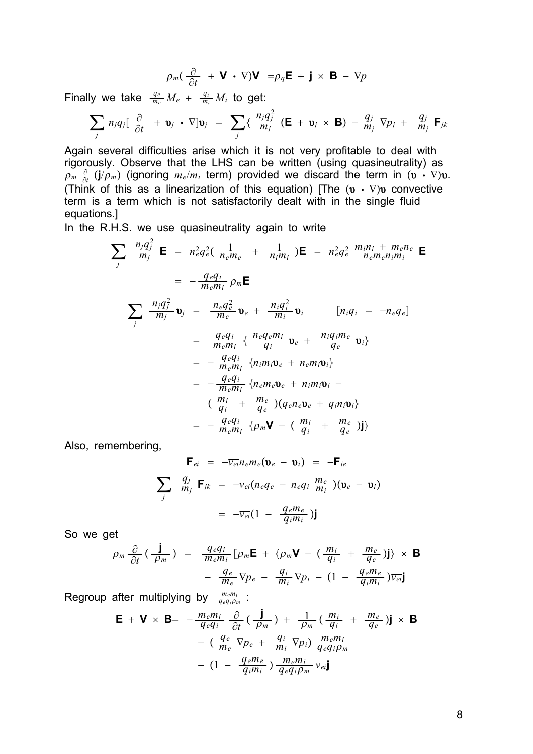$$\rho_m\left(\frac{\partial}{\partial t} + \mathbf{V}\cdot\nabla\right)\mathbf{V} = \rho_q\mathbf{E} + \mathbf{j}\times\mathbf{B} - \nabla p$$

Finally we take $\frac{q_e}{m_e}M_e + \frac{q_i}{m_i}M_i$ to get:

$$\sum_j n_j q_j\left[\frac{\partial}{\partial t} + \mathbf{v}_j\cdot\nabla\right]\mathbf{v}_j = \sum_j\left\{\frac{n_j q_j^2}{m_j}(\mathbf{E} + \mathbf{v}_j\times\mathbf{B}) - \frac{q_j}{m_j}\nabla p_j + \frac{q_j}{m_j}\mathbf{F}_{jk}\right.$$

Again several difficulties arise which it is not very profitable to deal with rigorously. Observe that the LHS can be written (using quasineutrality) as $\rho_m\frac{\partial}{\partial t}(\mathbf{j}/\rho_m)$ (ignoring $m_e/m_i$ term) provided we discard the term in $(\mathbf{v}\cdot\nabla)\mathbf{v}$. (Think of this as a linearization of this equation) [The $(\mathbf{v}\cdot\nabla)\mathbf{v}$ convective term is a term which is not satisfactorily dealt with in the single fluid equations.]

In the R.H.S. we use quasineutrality again to write

$$\sum_j \frac{n_j q_j^2}{m_j}\mathbf{E} = n_e^2 q_e^2\left(\frac{1}{n_e m_e} + \frac{1}{n_i m_i}\right)\mathbf{E} = n_e^2 q_e^2\frac{m_i n_i + m_e n_e}{n_e m_e n_i m_i}\mathbf{E}$$

$$= -\frac{q_e q_i}{m_e m_i}\rho_m\mathbf{E}$$

$$\sum_j \frac{n_j q_j^2}{m_j}\mathbf{v}_j = \frac{n_e q_e^2}{m_e}\mathbf{v}_e + \frac{n_i q_i^2}{m_i}\mathbf{v}_i \qquad [n_i q_i = -n_e q_e]$$

$$= \frac{q_e q_i}{m_e m_i}\left\{\frac{n_e q_e m_i}{q_i}\mathbf{v}_e + \frac{n_i q_i m_e}{q_e}\mathbf{v}_i\right\}$$

$$= -\frac{q_e q_i}{m_e m_i}\{n_i m_i\mathbf{v}_e + n_e m_i\mathbf{v}_i\}$$

$$= -\frac{q_e q_i}{m_e m_i}\{n_e m_e\mathbf{v}_e + n_i m_i\mathbf{v}_i - \left(\frac{m_i}{q_i} + \frac{m_e}{q_e}\right)(q_e n_e\mathbf{v}_e + q_i n_i\mathbf{v}_i\}$$

$$= -\frac{q_e q_i}{m_e m_i}\left\{\rho_m\mathbf{V} - \left(\frac{m_i}{q_i} + \frac{m_e}{q_e}\right)\mathbf{j}\right\}$$

Also, remembering,

$$\mathbf{F}_{ei} = -\overline{\nu_{ei}}n_e m_e(\mathbf{v}_e - \mathbf{v}_i) = -\mathbf{F}_{ie}$$

$$\sum_j \frac{q_j}{m_j}\mathbf{F}_{jk} = -\overline{\nu_{ei}}\left(n_e q_e - n_e q_i\frac{m_e}{m_i}\right)(\mathbf{v}_e - \mathbf{v}_i)$$

$$= -\overline{\nu_{ei}}\left(1 - \frac{q_e m_e}{q_i m_i}\right)\mathbf{j}$$

So we get

$$\rho_m\frac{\partial}{\partial t}\left(\frac{\mathbf{j}}{\rho_m}\right) = \frac{q_e q_i}{m_e m_i}\left[\rho_m\mathbf{E} + \left\{\rho_m\mathbf{V} - \left(\frac{m_i}{q_i} + \frac{m_e}{q_e}\right)\mathbf{j}\right\}\times\mathbf{B}\right.$$
$$- \frac{q_e}{m_e}\nabla p_e - \frac{q_i}{m_i}\nabla p_i - \left(1 - \frac{q_e m_e}{q_i m_i}\right)\overline{\nu_{ei}}\mathbf{j}$$

Regroup after multiplying by $\frac{m_e m_i}{q_e q_i \rho_m}$:

$$\mathbf{E} + \mathbf{V}\times\mathbf{B} = -\frac{m_e m_i}{q_e q_i}\frac{\partial}{\partial t}\left(\frac{\mathbf{j}}{\rho_m}\right) + \frac{1}{\rho_m}\left(\frac{m_i}{q_i} + \frac{m_e}{q_e}\right)\mathbf{j}\times\mathbf{B}$$
$$- \left(\frac{q_e}{m_e}\nabla p_e + \frac{q_i}{m_i}\nabla p_i\right)\frac{m_e m_i}{q_e q_i \rho_m}$$
$$- \left(1 - \frac{q_e m_e}{q_i m_i}\right)\frac{m_e m_i}{q_e q_i \rho_m}\overline{\nu_{ei}}\mathbf{j}$$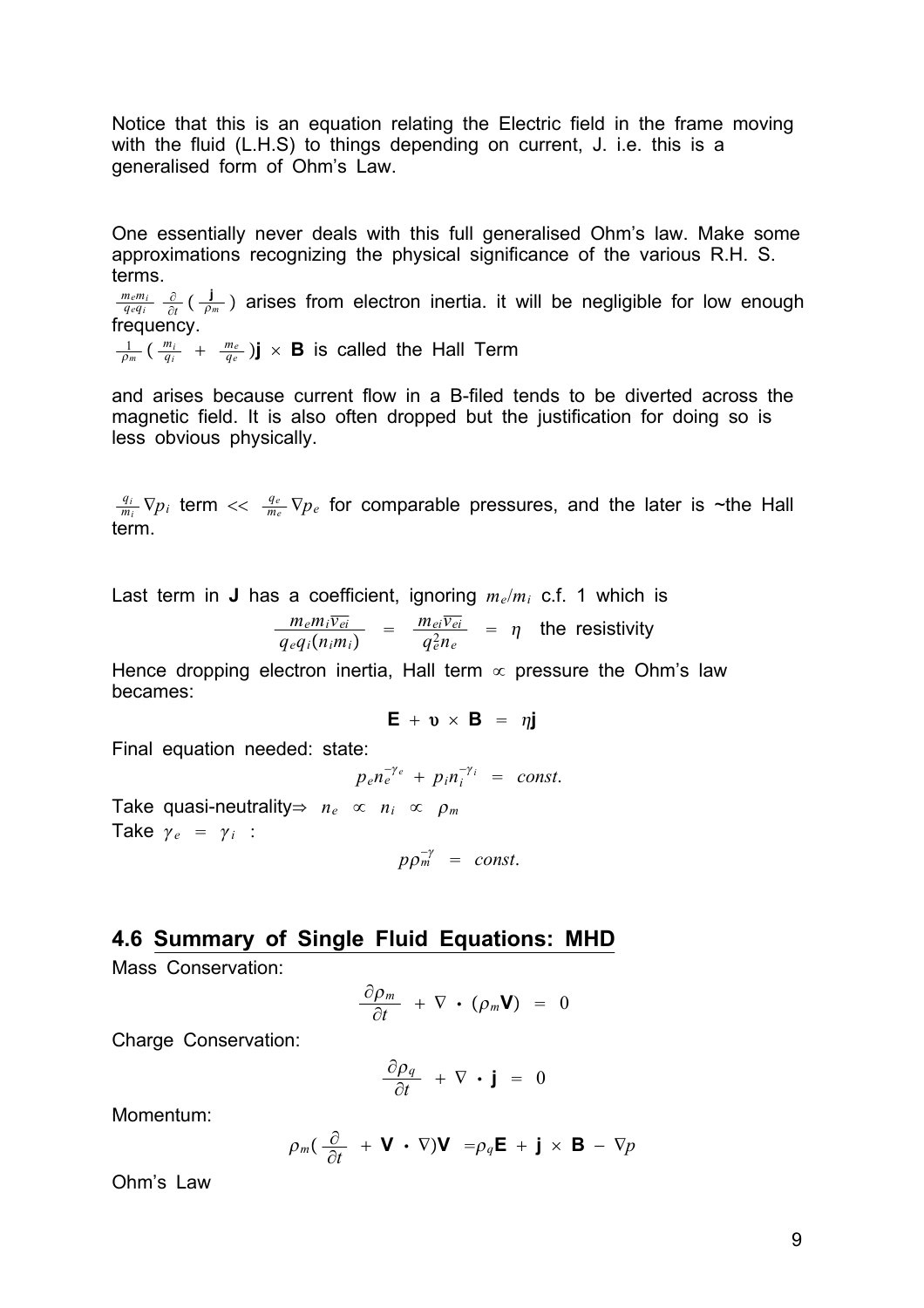Notice that this is an equation relating the Electric field in the frame moving with the fluid (L.H.S) to things depending on current, J. i.e. this is a generalised form of Ohm's Law.

One essentially never deals with this full generalised Ohm's law. Make some approximations recognizing the physical significance of the various R.H. S. terms.

$\frac{m_e m_i}{q_e q_i} \frac{\partial}{\partial t}(\frac{\mathbf{j}}{\rho_m})$ arises from electron inertia. it will be negligible for low enough frequency.

$\frac{1}{\rho_m}(\frac{m_i}{q_i} + \frac{m_e}{q_e})\mathbf{j} \times \mathbf{B}$ is called the Hall Term

and arises because current flow in a B-filed tends to be diverted across the magnetic field. It is also often dropped but the justification for doing so is less obvious physically.

$\frac{q_i}{m_i}\nabla p_i$ term $<<$ $\frac{q_e}{m_e}\nabla p_e$ for comparable pressures, and the later is ~the Hall term.

Last term in **J** has a coefficient, ignoring $m_e/m_i$ c.f. 1 which is

$$\frac{m_e m_i \overline{v_{ei}}}{q_e q_i (n_i m_i)} = \frac{m_{ei}\overline{v_{ei}}}{q_e^2 n_e} = \eta \quad \text{the resistivity}$$

Hence dropping electron inertia, Hall term $\propto$ pressure the Ohm's law becames:

$$\mathbf{E} + \mathbf{v} \times \mathbf{B} = \eta \mathbf{j}$$

Final equation needed: state:

$$p_e n_e^{-\gamma_e} + p_i n_i^{-\gamma_i} = const.$$

Take quasi-neutrality$\Rightarrow$ $n_e \propto n_i \propto \rho_m$

Take $\gamma_e = \gamma_i$ :

$$p\rho_m^{-\gamma} = const.$$

## 4.6 Summary of Single Fluid Equations: MHD

Mass Conservation:

$$\frac{\partial \rho_m}{\partial t} + \nabla \cdot (\rho_m \mathbf{V}) = 0$$

Charge Conservation:

$$\frac{\partial \rho_q}{\partial t} + \nabla \cdot \mathbf{j} = 0$$

Momentum:

$$\rho_m(\frac{\partial}{\partial t} + \mathbf{V} \cdot \nabla)\mathbf{V} = \rho_q \mathbf{E} + \mathbf{j} \times \mathbf{B} - \nabla p$$

Ohm's Law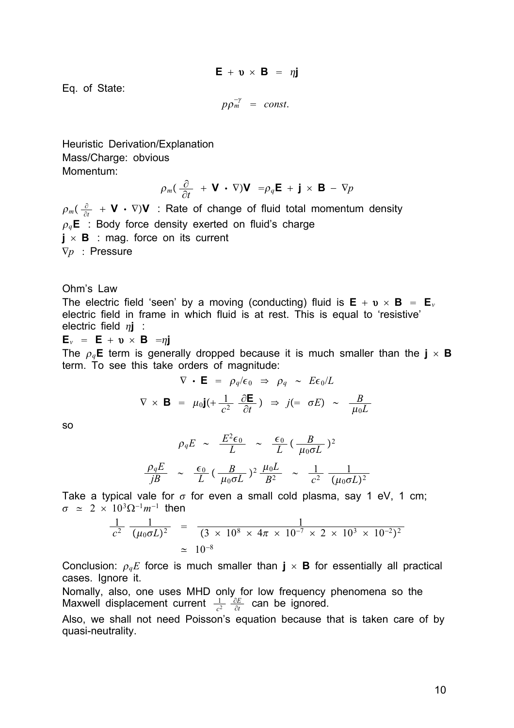$$\mathbf{E} + \mathbf{v} \times \mathbf{B} = \eta \mathbf{j}$$

Eq. of State:

$$p\rho_m^{-\gamma} = const.$$

Heuristic Derivation/Explanation

Mass/Charge: obvious

Momentum:

$$\rho_m\left(\frac{\partial}{\partial t} + \mathbf{V} \cdot \nabla\right)\mathbf{V} = \rho_q \mathbf{E} + \mathbf{j} \times \mathbf{B} - \nabla p$$

$\rho_m\left(\frac{\partial}{\partial t} + \mathbf{V} \cdot \nabla\right)\mathbf{V}$ : Rate of change of fluid total momentum density

$\rho_q \mathbf{E}$ : Body force density exerted on fluid's charge

$\mathbf{j} \times \mathbf{B}$ : mag. force on its current

$\nabla p$ : Pressure

Ohm's Law

The electric field 'seen' by a moving (conducting) fluid is $\mathbf{E} + \mathbf{v} \times \mathbf{B} = \mathbf{E}_v$ electric field in frame in which fluid is at rest. This is equal to 'resistive' electric field $\eta \mathbf{j}$ :

$\mathbf{E}_v = \mathbf{E} + \mathbf{v} \times \mathbf{B} = \eta \mathbf{j}$

The $\rho_q \mathbf{E}$ term is generally dropped because it is much smaller than the $\mathbf{j} \times \mathbf{B}$ term. To see this take orders of magnitude:

$$\nabla \cdot \mathbf{E} = \rho_q/\epsilon_0 \;\Rightarrow\; \rho_q \sim E\epsilon_0/L$$

$$\nabla \times \mathbf{B} = \mu_0 \mathbf{j}\left(+\frac{1}{c^2}\frac{\partial \mathbf{E}}{\partial t}\right) \;\Rightarrow\; j(=\sigma E) \sim \frac{B}{\mu_0 L}$$

so

$$\rho_q E \sim \frac{E^2 \epsilon_0}{L} \sim \frac{\epsilon_0}{L}\left(\frac{B}{\mu_0 \sigma L}\right)^2$$

$$\frac{\rho_q E}{jB} \sim \frac{\epsilon_0}{L}\left(\frac{B}{\mu_0 \sigma L}\right)^2 \frac{\mu_0 L}{B^2} \sim \frac{1}{c^2}\frac{1}{(\mu_0 \sigma L)^2}$$

Take a typical vale for $\sigma$ for even a small cold plasma, say 1 eV, 1 cm; $\sigma \simeq 2 \times 10^3 \Omega^{-1} m^{-1}$ then

$$\frac{1}{c^2}\frac{1}{(\mu_0 \sigma L)^2} = \frac{1}{(3 \times 10^8 \times 4\pi \times 10^{-7} \times 2 \times 10^3 \times 10^{-2})^2}$$

$$\simeq 10^{-8}$$

Conclusion: $\rho_q E$ force is much smaller than $\mathbf{j} \times \mathbf{B}$ for essentially all practical cases. Ignore it.

Nomally, also, one uses MHD only for low frequency phenomena so the Maxwell displacement current $\frac{1}{c^2}\frac{\partial E}{\partial t}$ can be ignored.

Also, we shall not need Poisson's equation because that is taken care of by quasi-neutrality.